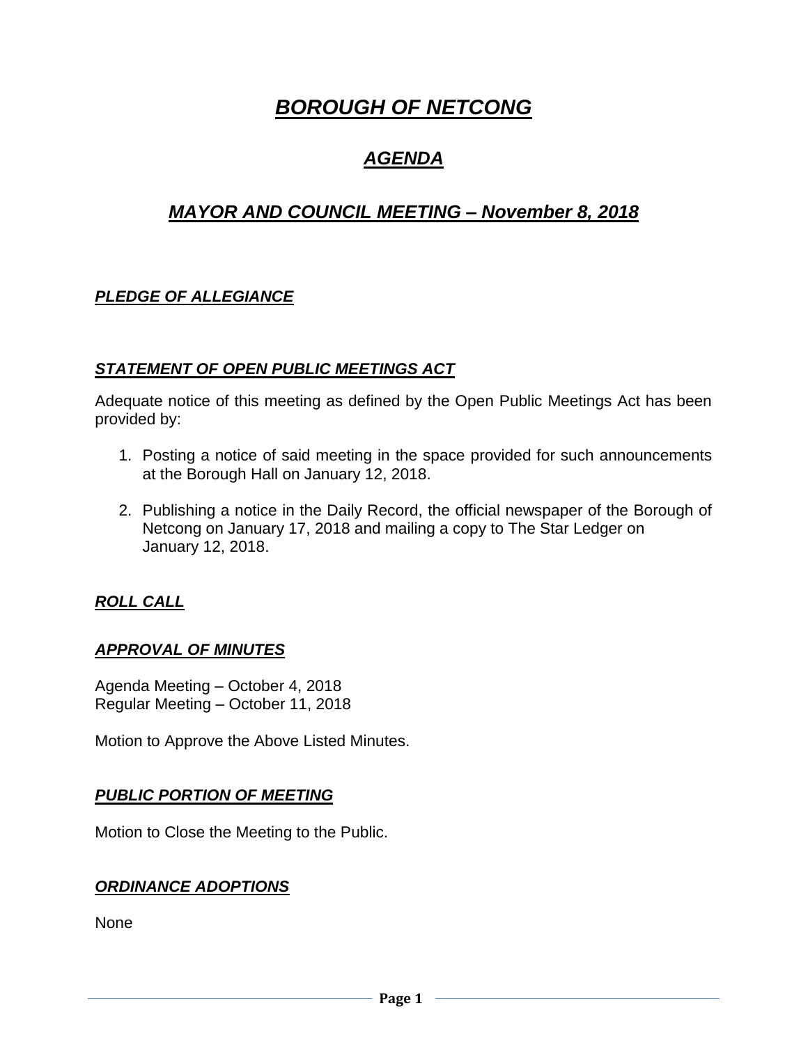# ***BOROUGH OF NETCONG***

## ***AGENDA***

## ***MAYOR AND COUNCIL MEETING – November 8, 2018***

### ***PLEDGE OF ALLEGIANCE***

### ***STATEMENT OF OPEN PUBLIC MEETINGS ACT***

Adequate notice of this meeting as defined by the Open Public Meetings Act has been provided by:

1. Posting a notice of said meeting in the space provided for such announcements at the Borough Hall on January 12, 2018.

2. Publishing a notice in the Daily Record, the official newspaper of the Borough of Netcong on January 17, 2018 and mailing a copy to The Star Ledger on January 12, 2018.

### ***ROLL CALL***

### ***APPROVAL OF MINUTES***

Agenda Meeting – October 4, 2018
Regular Meeting – October 11, 2018

Motion to Approve the Above Listed Minutes.

### ***PUBLIC PORTION OF MEETING***

Motion to Close the Meeting to the Public.

### ***ORDINANCE ADOPTIONS***

None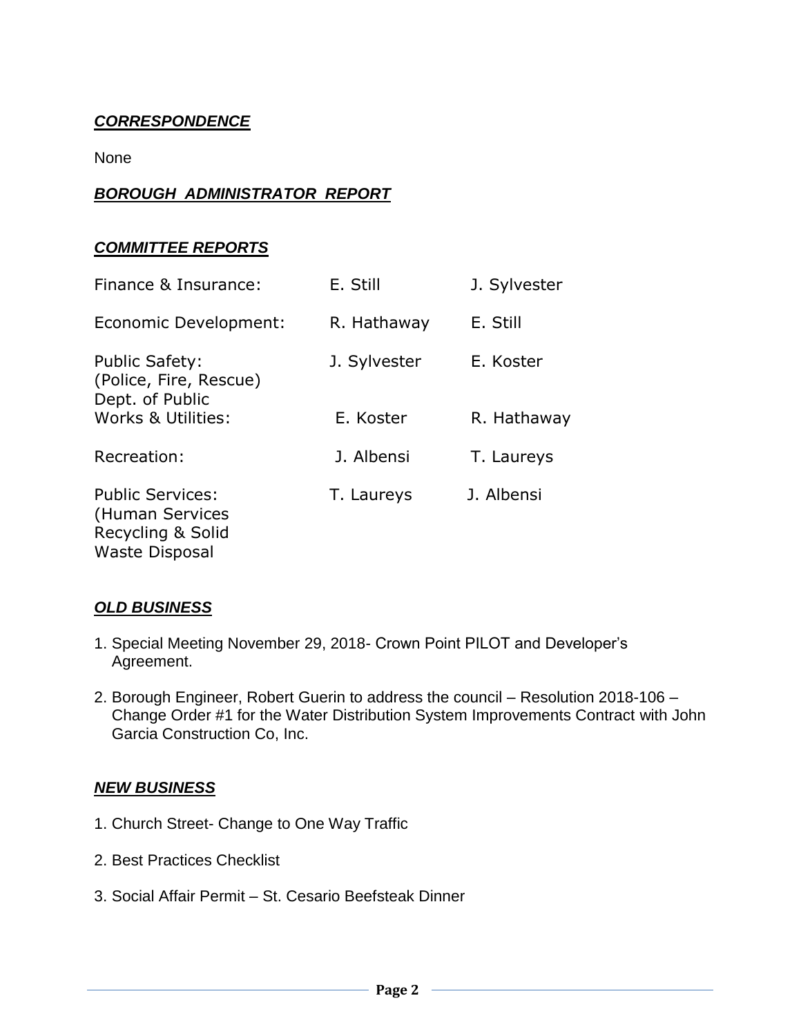***CORRESPONDENCE***

None

***BOROUGH ADMINISTRATOR REPORT***

***COMMITTEE REPORTS***

| | | |
|---|---|---|
| Finance & Insurance: | E. Still | J. Sylvester |
| Economic Development: | R. Hathaway | E. Still |
| Public Safety: (Police, Fire, Rescue) | J. Sylvester | E. Koster |
| Dept. of Public Works & Utilities: | E. Koster | R. Hathaway |
| Recreation: | J. Albensi | T. Laureys |
| Public Services: (Human Services Recycling & Solid Waste Disposal | T. Laureys | J. Albensi |

***OLD BUSINESS***

1. Special Meeting November 29, 2018- Crown Point PILOT and Developer's Agreement.
2. Borough Engineer, Robert Guerin to address the council – Resolution 2018-106 – Change Order #1 for the Water Distribution System Improvements Contract with John Garcia Construction Co, Inc.

***NEW BUSINESS***

1. Church Street- Change to One Way Traffic
2. Best Practices Checklist
3. Social Affair Permit – St. Cesario Beefsteak Dinner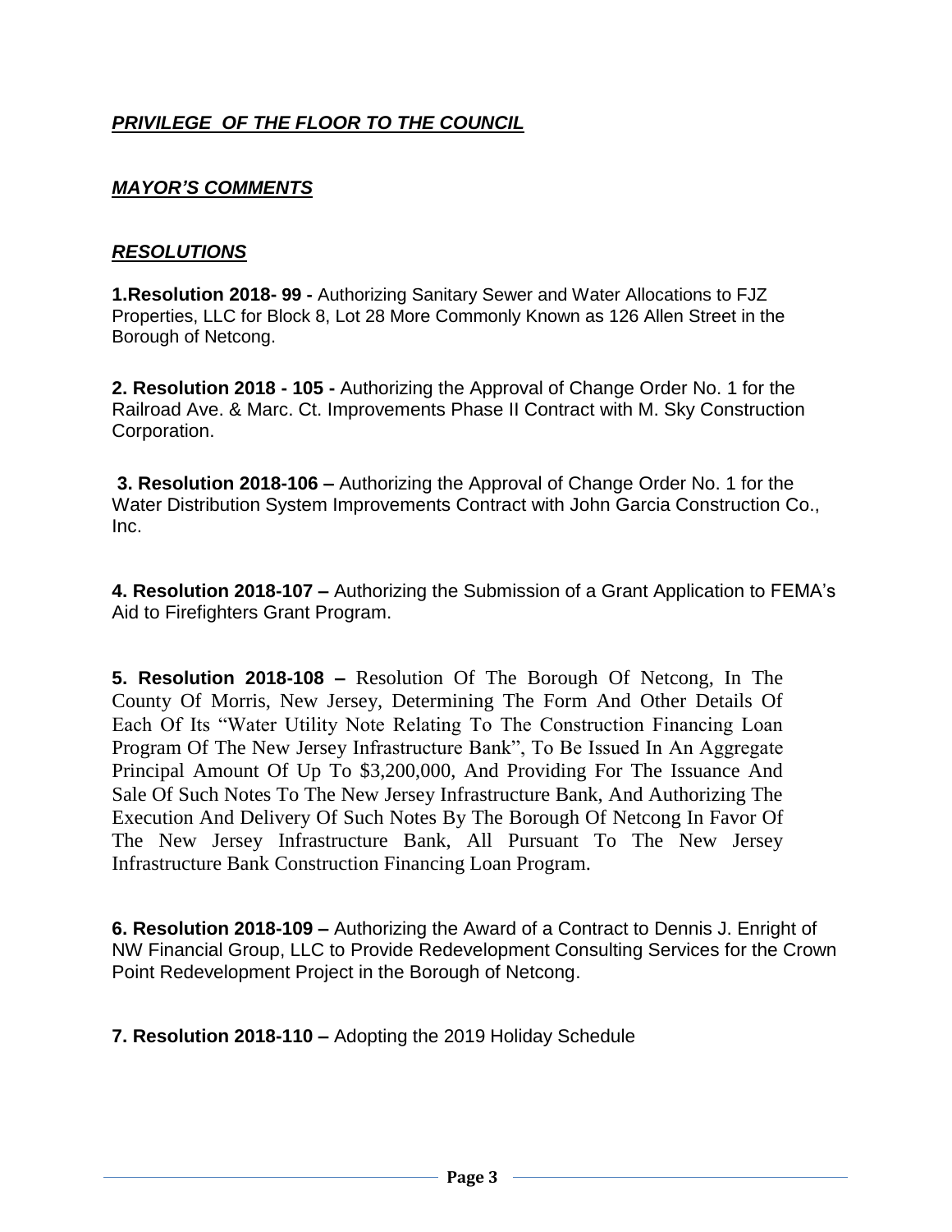## ***PRIVILEGE OF THE FLOOR TO THE COUNCIL***

## ***MAYOR'S COMMENTS***

## ***RESOLUTIONS***

**1.Resolution 2018- 99 -** Authorizing Sanitary Sewer and Water Allocations to FJZ Properties, LLC for Block 8, Lot 28 More Commonly Known as 126 Allen Street in the Borough of Netcong.

**2. Resolution 2018 - 105 -** Authorizing the Approval of Change Order No. 1 for the Railroad Ave. & Marc. Ct. Improvements Phase II Contract with M. Sky Construction Corporation.

**3. Resolution 2018-106 –** Authorizing the Approval of Change Order No. 1 for the Water Distribution System Improvements Contract with John Garcia Construction Co., Inc.

**4. Resolution 2018-107 –** Authorizing the Submission of a Grant Application to FEMA's Aid to Firefighters Grant Program.

**5. Resolution 2018-108 –** Resolution Of The Borough Of Netcong, In The County Of Morris, New Jersey, Determining The Form And Other Details Of Each Of Its "Water Utility Note Relating To The Construction Financing Loan Program Of The New Jersey Infrastructure Bank", To Be Issued In An Aggregate Principal Amount Of Up To $3,200,000, And Providing For The Issuance And Sale Of Such Notes To The New Jersey Infrastructure Bank, And Authorizing The Execution And Delivery Of Such Notes By The Borough Of Netcong In Favor Of The New Jersey Infrastructure Bank, All Pursuant To The New Jersey Infrastructure Bank Construction Financing Loan Program.

**6. Resolution 2018-109 –** Authorizing the Award of a Contract to Dennis J. Enright of NW Financial Group, LLC to Provide Redevelopment Consulting Services for the Crown Point Redevelopment Project in the Borough of Netcong.

**7. Resolution 2018-110 –** Adopting the 2019 Holiday Schedule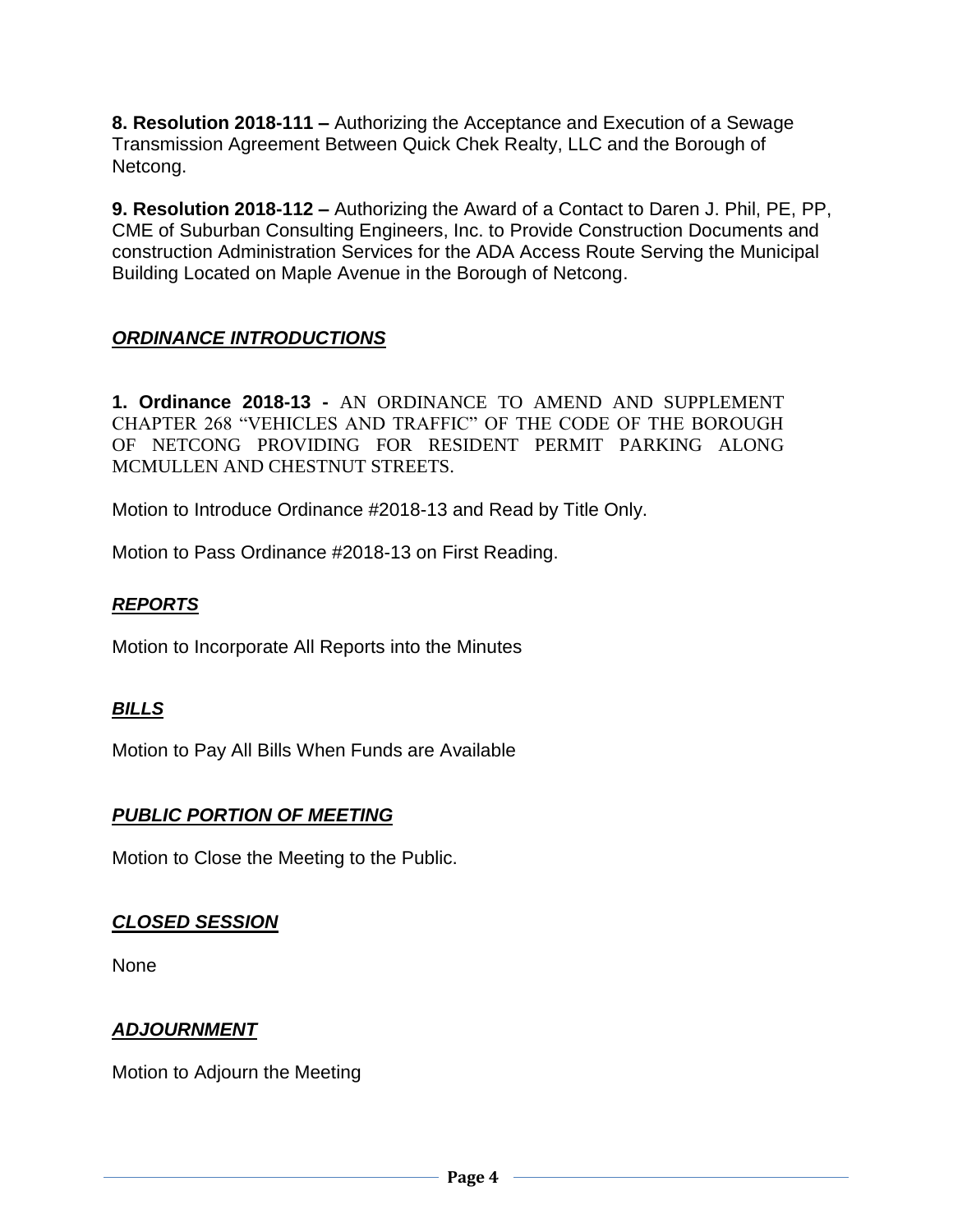**8. Resolution 2018-111 –** Authorizing the Acceptance and Execution of a Sewage Transmission Agreement Between Quick Chek Realty, LLC and the Borough of Netcong.

**9. Resolution 2018-112 –** Authorizing the Award of a Contact to Daren J. Phil, PE, PP, CME of Suburban Consulting Engineers, Inc. to Provide Construction Documents and construction Administration Services for the ADA Access Route Serving the Municipal Building Located on Maple Avenue in the Borough of Netcong.

## ***ORDINANCE INTRODUCTIONS***

**1. Ordinance 2018-13 -** AN ORDINANCE TO AMEND AND SUPPLEMENT CHAPTER 268 "VEHICLES AND TRAFFIC" OF THE CODE OF THE BOROUGH OF NETCONG PROVIDING FOR RESIDENT PERMIT PARKING ALONG MCMULLEN AND CHESTNUT STREETS.

Motion to Introduce Ordinance #2018-13 and Read by Title Only.

Motion to Pass Ordinance #2018-13 on First Reading.

## ***REPORTS***

Motion to Incorporate All Reports into the Minutes

## ***BILLS***

Motion to Pay All Bills When Funds are Available

## ***PUBLIC PORTION OF MEETING***

Motion to Close the Meeting to the Public.

## ***CLOSED SESSION***

None

## ***ADJOURNMENT***

Motion to Adjourn the Meeting